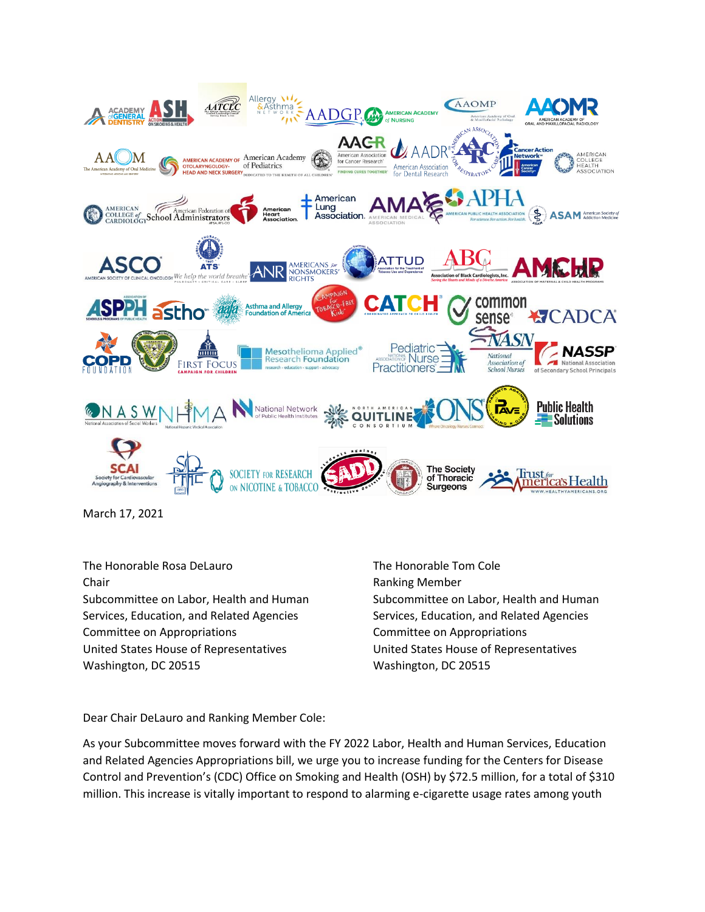March 17, 2021

The Honorable Rosa DeLauro
Chair
Subcommittee on Labor, Health and Human Services, Education, and Related Agencies
Committee on Appropriations
United States House of Representatives
Washington, DC 20515

The Honorable Tom Cole
Ranking Member
Subcommittee on Labor, Health and Human Services, Education, and Related Agencies
Committee on Appropriations
United States House of Representatives
Washington, DC 20515

Dear Chair DeLauro and Ranking Member Cole:

As your Subcommittee moves forward with the FY 2022 Labor, Health and Human Services, Education and Related Agencies Appropriations bill, we urge you to increase funding for the Centers for Disease Control and Prevention's (CDC) Office on Smoking and Health (OSH) by $72.5 million, for a total of $310 million. This increase is vitally important to respond to alarming e-cigarette usage rates among youth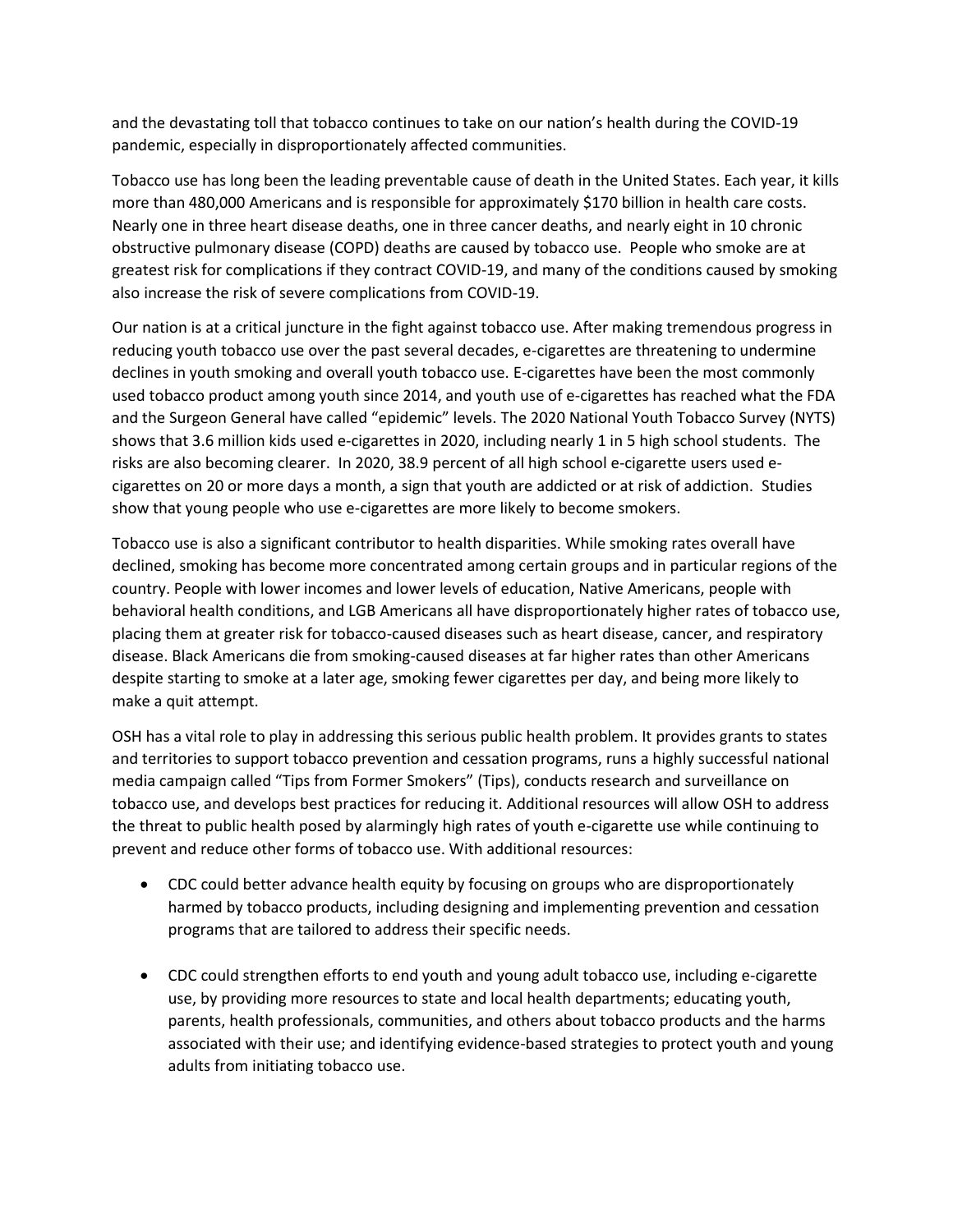and the devastating toll that tobacco continues to take on our nation's health during the COVID-19 pandemic, especially in disproportionately affected communities.

Tobacco use has long been the leading preventable cause of death in the United States. Each year, it kills more than 480,000 Americans and is responsible for approximately $170 billion in health care costs. Nearly one in three heart disease deaths, one in three cancer deaths, and nearly eight in 10 chronic obstructive pulmonary disease (COPD) deaths are caused by tobacco use. People who smoke are at greatest risk for complications if they contract COVID-19, and many of the conditions caused by smoking also increase the risk of severe complications from COVID-19.

Our nation is at a critical juncture in the fight against tobacco use. After making tremendous progress in reducing youth tobacco use over the past several decades, e-cigarettes are threatening to undermine declines in youth smoking and overall youth tobacco use. E-cigarettes have been the most commonly used tobacco product among youth since 2014, and youth use of e-cigarettes has reached what the FDA and the Surgeon General have called "epidemic" levels. The 2020 National Youth Tobacco Survey (NYTS) shows that 3.6 million kids used e-cigarettes in 2020, including nearly 1 in 5 high school students. The risks are also becoming clearer. In 2020, 38.9 percent of all high school e-cigarette users used e-cigarettes on 20 or more days a month, a sign that youth are addicted or at risk of addiction. Studies show that young people who use e-cigarettes are more likely to become smokers.

Tobacco use is also a significant contributor to health disparities. While smoking rates overall have declined, smoking has become more concentrated among certain groups and in particular regions of the country. People with lower incomes and lower levels of education, Native Americans, people with behavioral health conditions, and LGB Americans all have disproportionately higher rates of tobacco use, placing them at greater risk for tobacco-caused diseases such as heart disease, cancer, and respiratory disease. Black Americans die from smoking-caused diseases at far higher rates than other Americans despite starting to smoke at a later age, smoking fewer cigarettes per day, and being more likely to make a quit attempt.

OSH has a vital role to play in addressing this serious public health problem. It provides grants to states and territories to support tobacco prevention and cessation programs, runs a highly successful national media campaign called "Tips from Former Smokers" (Tips), conducts research and surveillance on tobacco use, and develops best practices for reducing it. Additional resources will allow OSH to address the threat to public health posed by alarmingly high rates of youth e-cigarette use while continuing to prevent and reduce other forms of tobacco use. With additional resources:

- CDC could better advance health equity by focusing on groups who are disproportionately harmed by tobacco products, including designing and implementing prevention and cessation programs that are tailored to address their specific needs.

- CDC could strengthen efforts to end youth and young adult tobacco use, including e-cigarette use, by providing more resources to state and local health departments; educating youth, parents, health professionals, communities, and others about tobacco products and the harms associated with their use; and identifying evidence-based strategies to protect youth and young adults from initiating tobacco use.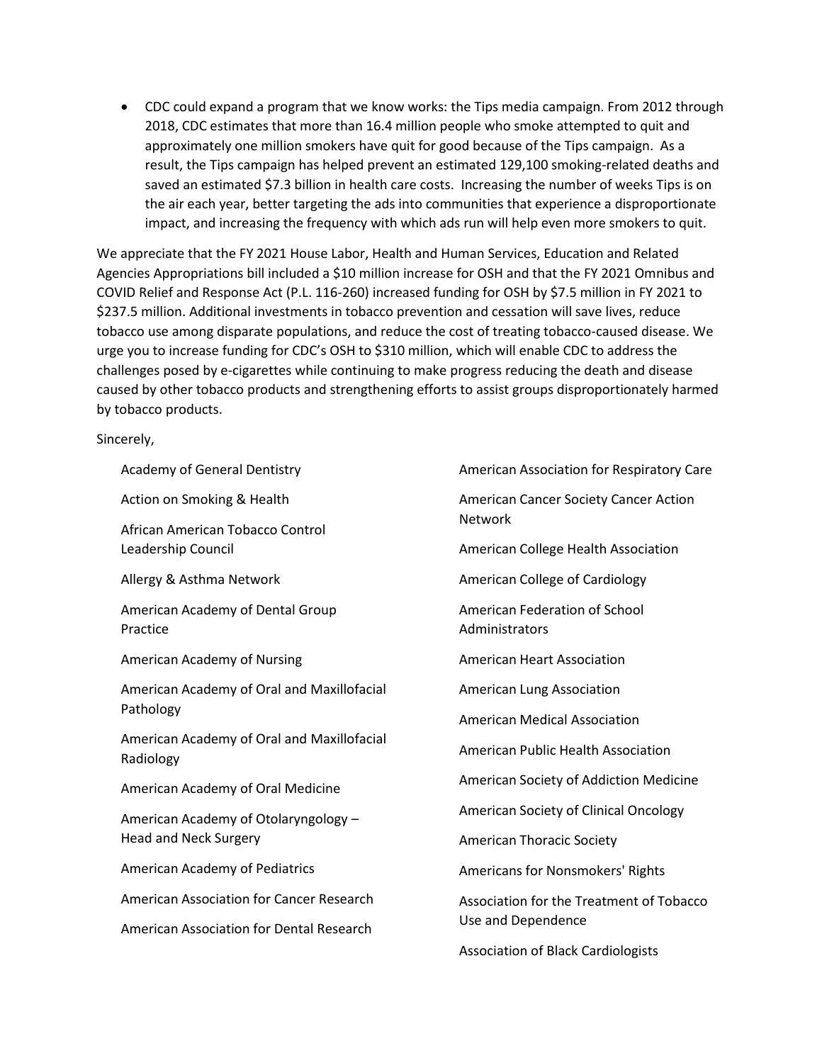- CDC could expand a program that we know works: the Tips media campaign. From 2012 through 2018, CDC estimates that more than 16.4 million people who smoke attempted to quit and approximately one million smokers have quit for good because of the Tips campaign. As a result, the Tips campaign has helped prevent an estimated 129,100 smoking-related deaths and saved an estimated $7.3 billion in health care costs. Increasing the number of weeks Tips is on the air each year, better targeting the ads into communities that experience a disproportionate impact, and increasing the frequency with which ads run will help even more smokers to quit.

We appreciate that the FY 2021 House Labor, Health and Human Services, Education and Related Agencies Appropriations bill included a $10 million increase for OSH and that the FY 2021 Omnibus and COVID Relief and Response Act (P.L. 116-260) increased funding for OSH by $7.5 million in FY 2021 to $237.5 million. Additional investments in tobacco prevention and cessation will save lives, reduce tobacco use among disparate populations, and reduce the cost of treating tobacco-caused disease. We urge you to increase funding for CDC's OSH to $310 million, which will enable CDC to address the challenges posed by e-cigarettes while continuing to make progress reducing the death and disease caused by other tobacco products and strengthening efforts to assist groups disproportionately harmed by tobacco products.

Sincerely,

Academy of General Dentistry

Action on Smoking & Health

African American Tobacco Control Leadership Council

Allergy & Asthma Network

American Academy of Dental Group Practice

American Academy of Nursing

American Academy of Oral and Maxillofacial Pathology

American Academy of Oral and Maxillofacial Radiology

American Academy of Oral Medicine

American Academy of Otolaryngology – Head and Neck Surgery

American Academy of Pediatrics

American Association for Cancer Research

American Association for Dental Research

American Association for Respiratory Care

American Cancer Society Cancer Action Network

American College Health Association

American College of Cardiology

American Federation of School Administrators

American Heart Association

American Lung Association

American Medical Association

American Public Health Association

American Society of Addiction Medicine

American Society of Clinical Oncology

American Thoracic Society

Americans for Nonsmokers' Rights

Association for the Treatment of Tobacco Use and Dependence

Association of Black Cardiologists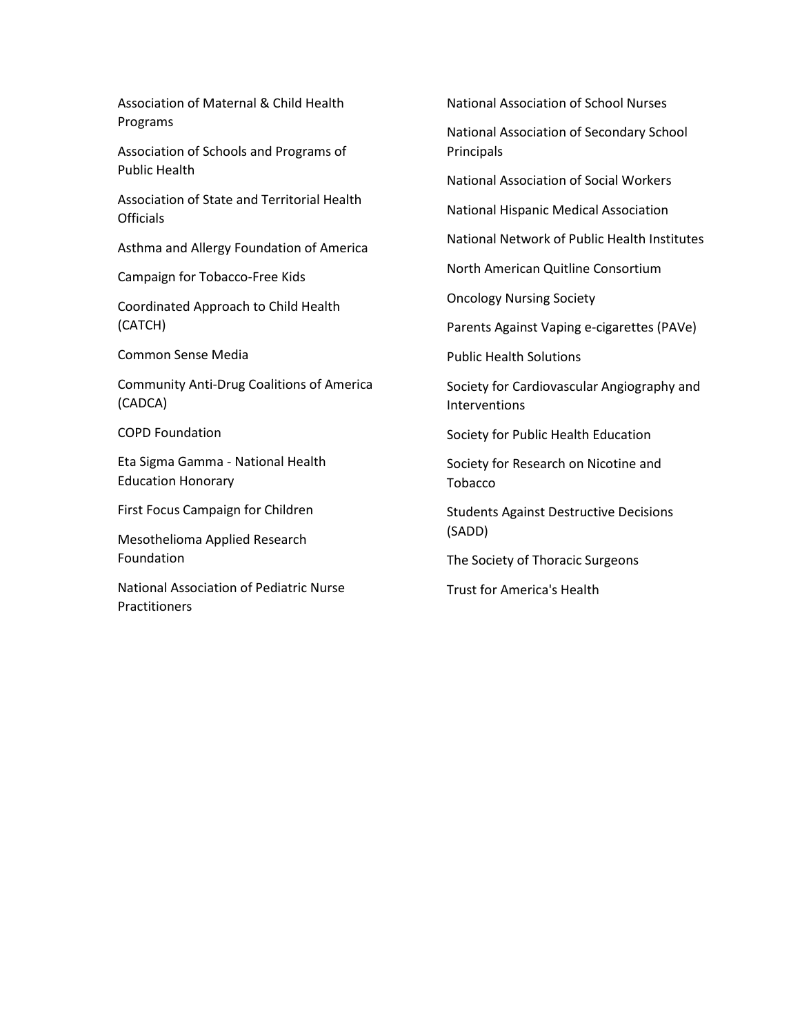Association of Maternal & Child Health Programs

Association of Schools and Programs of Public Health

Association of State and Territorial Health Officials

Asthma and Allergy Foundation of America

Campaign for Tobacco-Free Kids

Coordinated Approach to Child Health (CATCH)

Common Sense Media

Community Anti-Drug Coalitions of America (CADCA)

COPD Foundation

Eta Sigma Gamma - National Health Education Honorary

First Focus Campaign for Children

Mesothelioma Applied Research Foundation

National Association of Pediatric Nurse Practitioners

National Association of School Nurses

National Association of Secondary School Principals

National Association of Social Workers

National Hispanic Medical Association

National Network of Public Health Institutes

North American Quitline Consortium

Oncology Nursing Society

Parents Against Vaping e-cigarettes (PAVe)

Public Health Solutions

Society for Cardiovascular Angiography and Interventions

Society for Public Health Education

Society for Research on Nicotine and Tobacco

Students Against Destructive Decisions (SADD)

The Society of Thoracic Surgeons

Trust for America's Health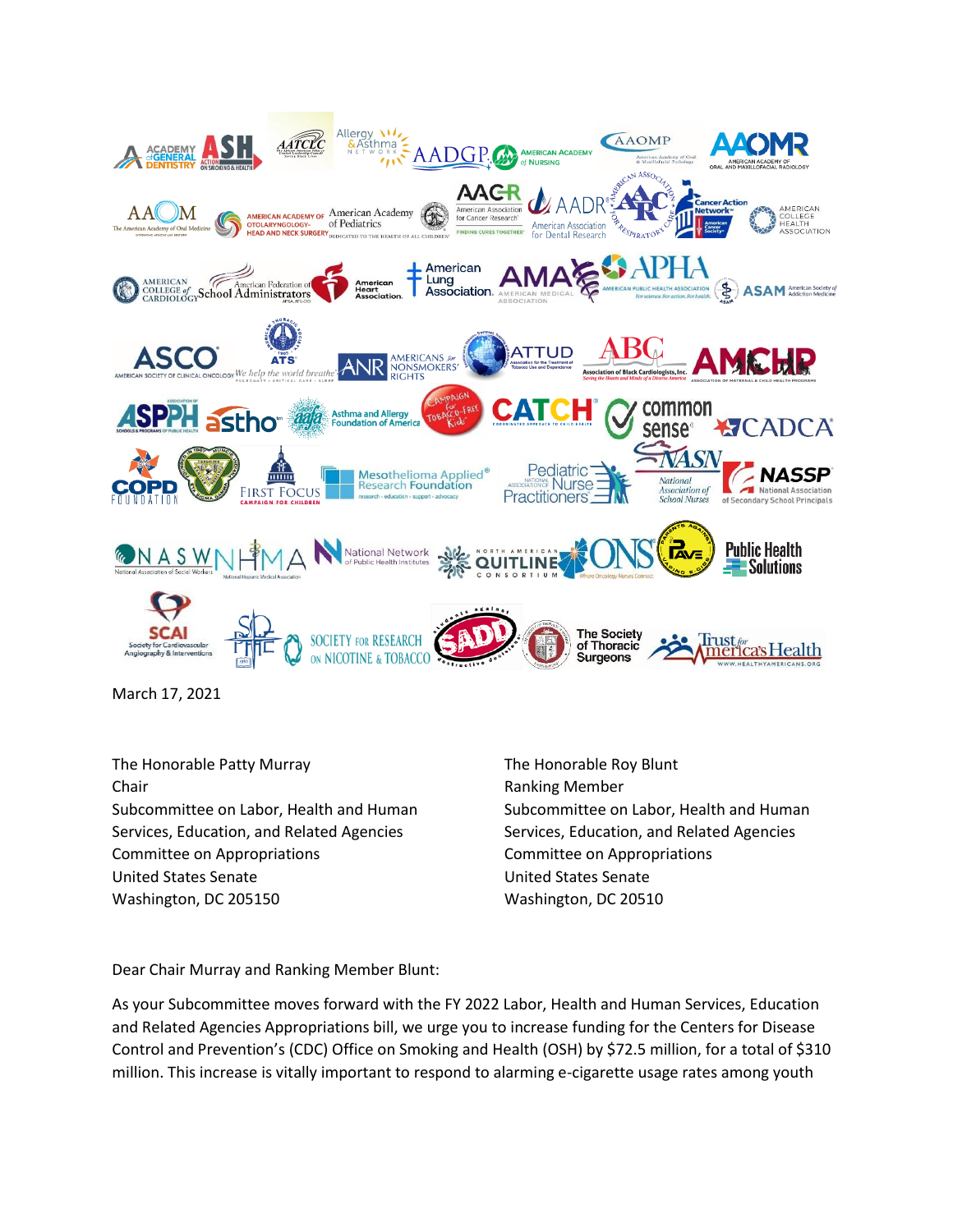March 17, 2021

The Honorable Patty Murray
Chair
Subcommittee on Labor, Health and Human Services, Education, and Related Agencies
Committee on Appropriations
United States Senate
Washington, DC 205150

The Honorable Roy Blunt
Ranking Member
Subcommittee on Labor, Health and Human Services, Education, and Related Agencies
Committee on Appropriations
United States Senate
Washington, DC 20510

Dear Chair Murray and Ranking Member Blunt:

As your Subcommittee moves forward with the FY 2022 Labor, Health and Human Services, Education and Related Agencies Appropriations bill, we urge you to increase funding for the Centers for Disease Control and Prevention's (CDC) Office on Smoking and Health (OSH) by $72.5 million, for a total of $310 million. This increase is vitally important to respond to alarming e-cigarette usage rates among youth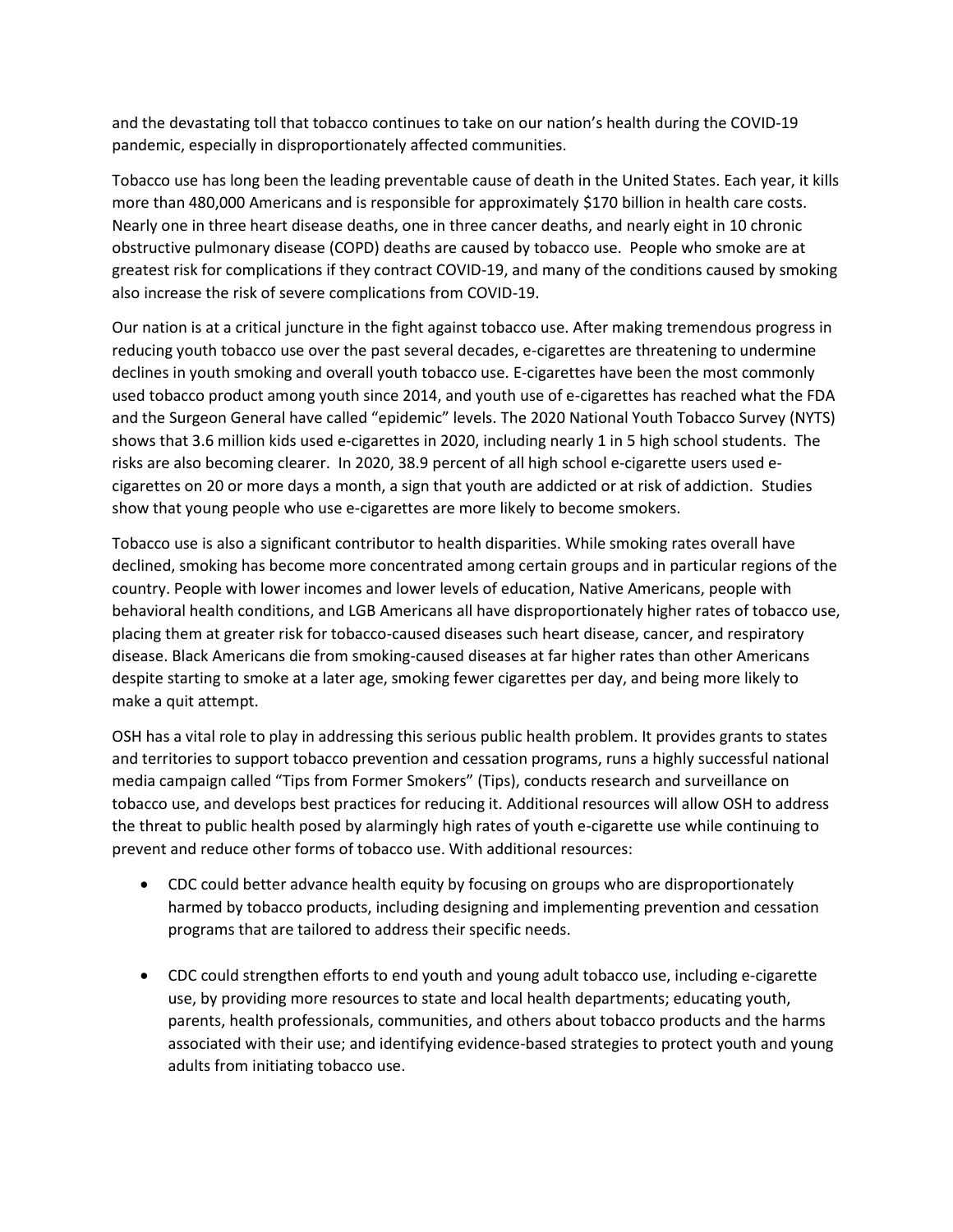and the devastating toll that tobacco continues to take on our nation's health during the COVID-19 pandemic, especially in disproportionately affected communities.

Tobacco use has long been the leading preventable cause of death in the United States. Each year, it kills more than 480,000 Americans and is responsible for approximately $170 billion in health care costs. Nearly one in three heart disease deaths, one in three cancer deaths, and nearly eight in 10 chronic obstructive pulmonary disease (COPD) deaths are caused by tobacco use. People who smoke are at greatest risk for complications if they contract COVID-19, and many of the conditions caused by smoking also increase the risk of severe complications from COVID-19.

Our nation is at a critical juncture in the fight against tobacco use. After making tremendous progress in reducing youth tobacco use over the past several decades, e-cigarettes are threatening to undermine declines in youth smoking and overall youth tobacco use. E-cigarettes have been the most commonly used tobacco product among youth since 2014, and youth use of e-cigarettes has reached what the FDA and the Surgeon General have called "epidemic" levels. The 2020 National Youth Tobacco Survey (NYTS) shows that 3.6 million kids used e-cigarettes in 2020, including nearly 1 in 5 high school students. The risks are also becoming clearer. In 2020, 38.9 percent of all high school e-cigarette users used e-cigarettes on 20 or more days a month, a sign that youth are addicted or at risk of addiction. Studies show that young people who use e-cigarettes are more likely to become smokers.

Tobacco use is also a significant contributor to health disparities. While smoking rates overall have declined, smoking has become more concentrated among certain groups and in particular regions of the country. People with lower incomes and lower levels of education, Native Americans, people with behavioral health conditions, and LGB Americans all have disproportionately higher rates of tobacco use, placing them at greater risk for tobacco-caused diseases such heart disease, cancer, and respiratory disease. Black Americans die from smoking-caused diseases at far higher rates than other Americans despite starting to smoke at a later age, smoking fewer cigarettes per day, and being more likely to make a quit attempt.

OSH has a vital role to play in addressing this serious public health problem. It provides grants to states and territories to support tobacco prevention and cessation programs, runs a highly successful national media campaign called "Tips from Former Smokers" (Tips), conducts research and surveillance on tobacco use, and develops best practices for reducing it. Additional resources will allow OSH to address the threat to public health posed by alarmingly high rates of youth e-cigarette use while continuing to prevent and reduce other forms of tobacco use. With additional resources:

- CDC could better advance health equity by focusing on groups who are disproportionately harmed by tobacco products, including designing and implementing prevention and cessation programs that are tailored to address their specific needs.

- CDC could strengthen efforts to end youth and young adult tobacco use, including e-cigarette use, by providing more resources to state and local health departments; educating youth, parents, health professionals, communities, and others about tobacco products and the harms associated with their use; and identifying evidence-based strategies to protect youth and young adults from initiating tobacco use.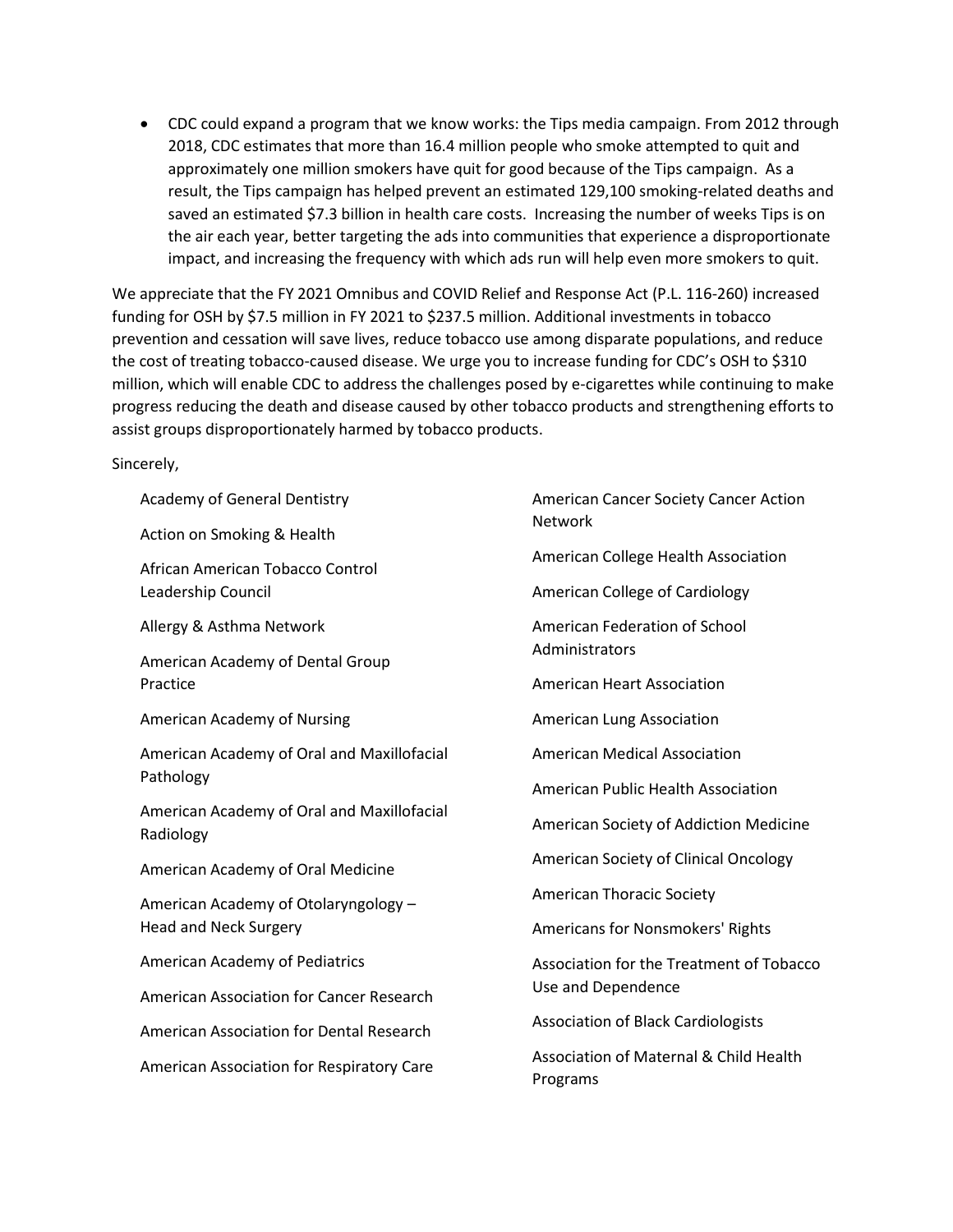- CDC could expand a program that we know works: the Tips media campaign. From 2012 through 2018, CDC estimates that more than 16.4 million people who smoke attempted to quit and approximately one million smokers have quit for good because of the Tips campaign. As a result, the Tips campaign has helped prevent an estimated 129,100 smoking-related deaths and saved an estimated $7.3 billion in health care costs. Increasing the number of weeks Tips is on the air each year, better targeting the ads into communities that experience a disproportionate impact, and increasing the frequency with which ads run will help even more smokers to quit.

We appreciate that the FY 2021 Omnibus and COVID Relief and Response Act (P.L. 116-260) increased funding for OSH by $7.5 million in FY 2021 to $237.5 million. Additional investments in tobacco prevention and cessation will save lives, reduce tobacco use among disparate populations, and reduce the cost of treating tobacco-caused disease. We urge you to increase funding for CDC's OSH to $310 million, which will enable CDC to address the challenges posed by e-cigarettes while continuing to make progress reducing the death and disease caused by other tobacco products and strengthening efforts to assist groups disproportionately harmed by tobacco products.

Sincerely,

Academy of General Dentistry

Action on Smoking & Health

African American Tobacco Control Leadership Council

Allergy & Asthma Network

American Academy of Dental Group Practice

American Academy of Nursing

American Academy of Oral and Maxillofacial Pathology

American Academy of Oral and Maxillofacial Radiology

American Academy of Oral Medicine

American Academy of Otolaryngology – Head and Neck Surgery

American Academy of Pediatrics

American Association for Cancer Research

American Association for Dental Research

American Association for Respiratory Care

American Cancer Society Cancer Action Network

American College Health Association

American College of Cardiology

American Federation of School Administrators

American Heart Association

American Lung Association

American Medical Association

American Public Health Association

American Society of Addiction Medicine

American Society of Clinical Oncology

American Thoracic Society

Americans for Nonsmokers' Rights

Association for the Treatment of Tobacco Use and Dependence

Association of Black Cardiologists

Association of Maternal & Child Health Programs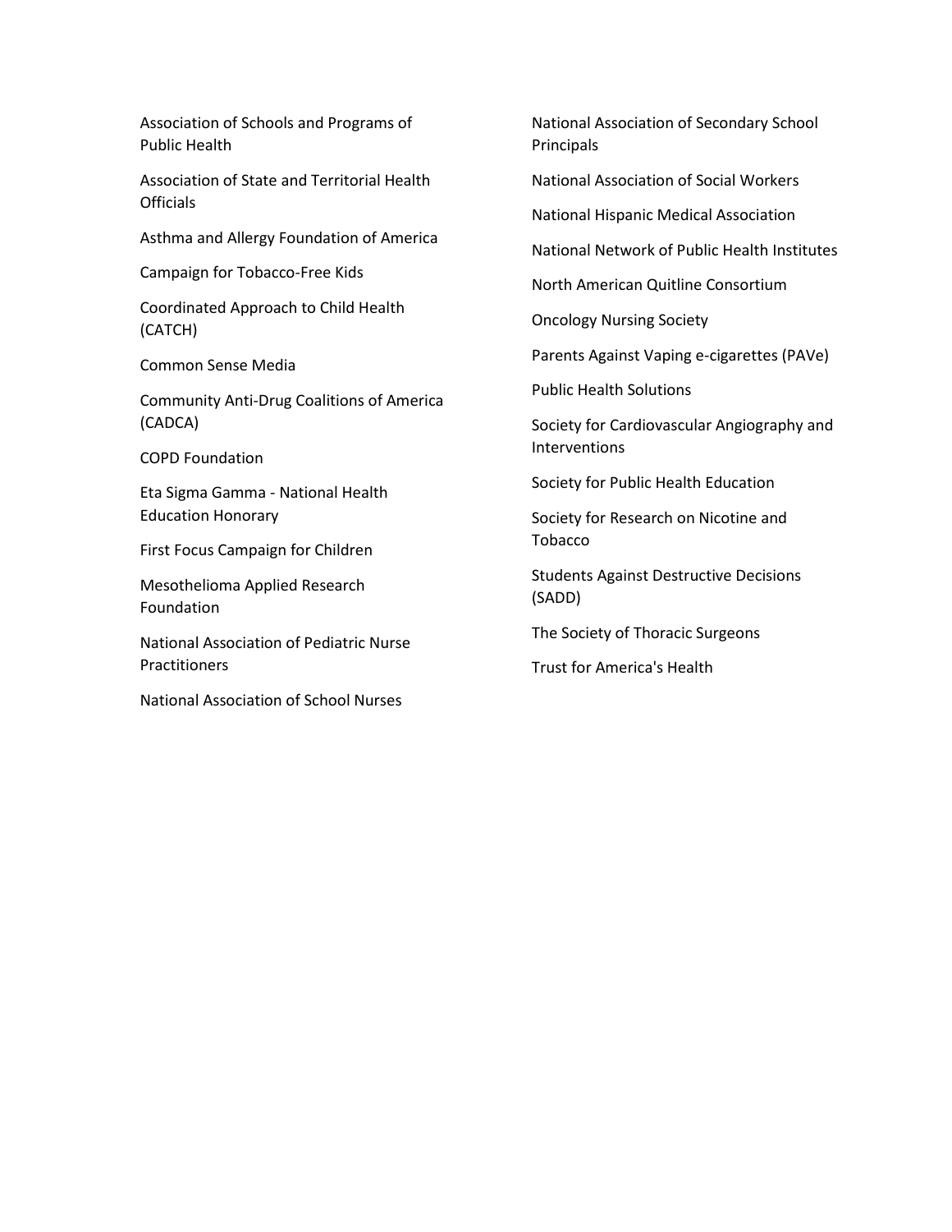Association of Schools and Programs of Public Health

Association of State and Territorial Health Officials

Asthma and Allergy Foundation of America

Campaign for Tobacco-Free Kids

Coordinated Approach to Child Health (CATCH)

Common Sense Media

Community Anti-Drug Coalitions of America (CADCA)

COPD Foundation

Eta Sigma Gamma - National Health Education Honorary

First Focus Campaign for Children

Mesothelioma Applied Research Foundation

National Association of Pediatric Nurse Practitioners

National Association of School Nurses

National Association of Secondary School Principals

National Association of Social Workers

National Hispanic Medical Association

National Network of Public Health Institutes

North American Quitline Consortium

Oncology Nursing Society

Parents Against Vaping e-cigarettes (PAVe)

Public Health Solutions

Society for Cardiovascular Angiography and Interventions

Society for Public Health Education

Society for Research on Nicotine and Tobacco

Students Against Destructive Decisions (SADD)

The Society of Thoracic Surgeons

Trust for America's Health